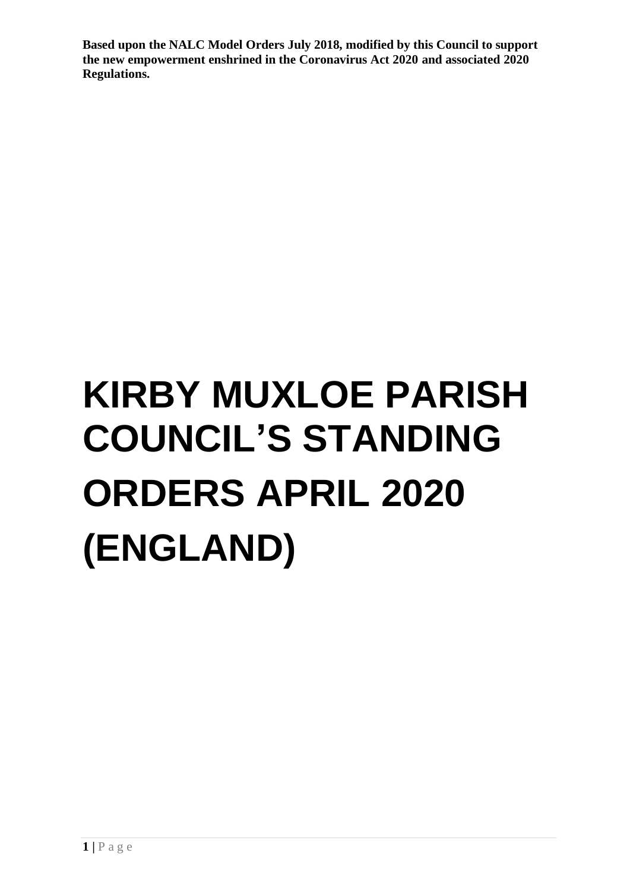**Based upon the NALC Model Orders July 2018, modified by this Council to support the new empowerment enshrined in the Coronavirus Act 2020 and associated 2020 Regulations.**

# KIRBY MUXLOE PARISH COUNCIL'S STANDING ORDERS APRIL 2020 (ENGLAND)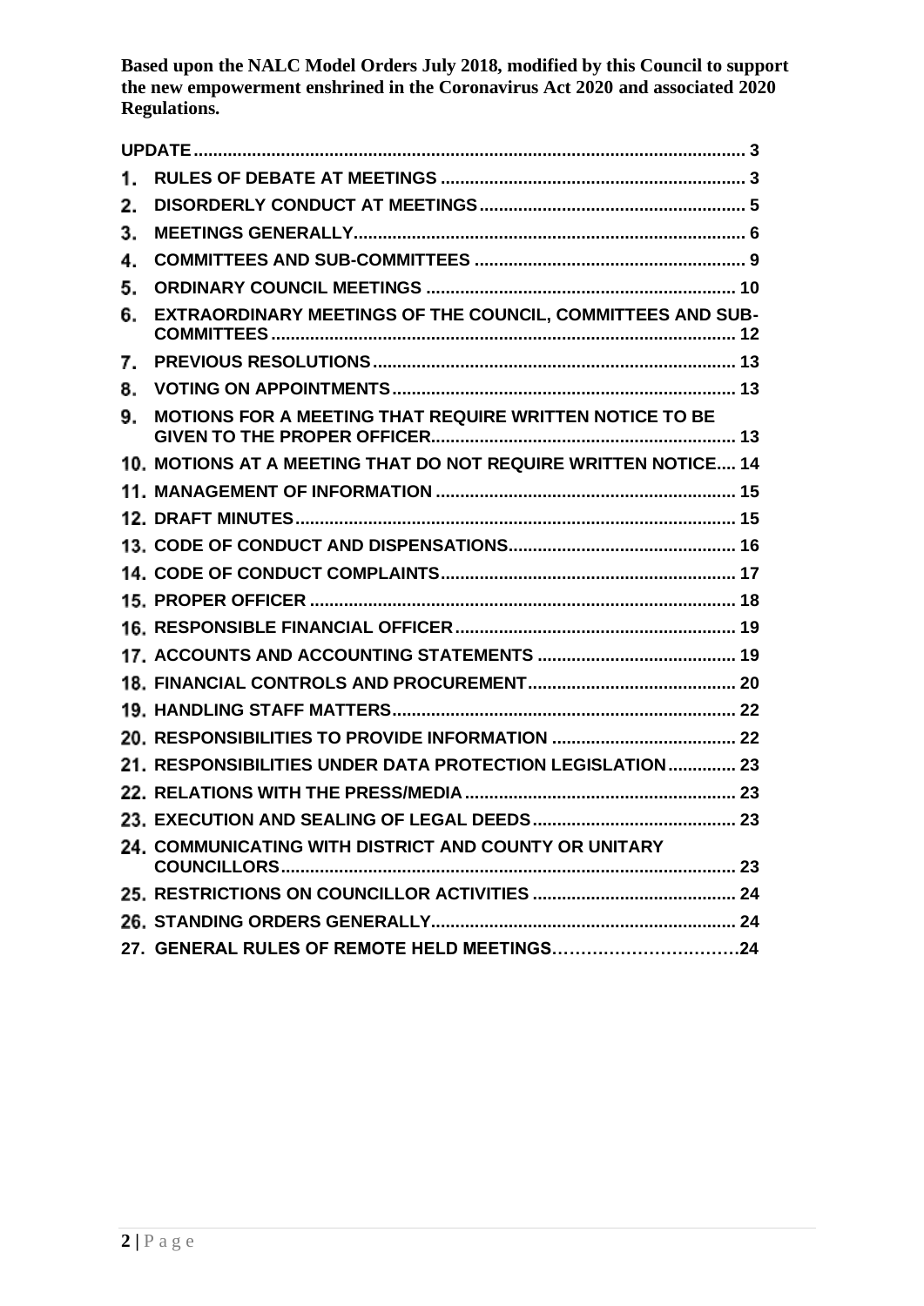**Based upon the NALC Model Orders July 2018, modified by this Council to support the new empowerment enshrined in the Coronavirus Act 2020 and associated 2020 Regulations.**

| | | |
|---|---|---|
| | UPDATE | 3 |
| 1. | RULES OF DEBATE AT MEETINGS | 3 |
| 2. | DISORDERLY CONDUCT AT MEETINGS | 5 |
| 3. | MEETINGS GENERALLY | 6 |
| 4. | COMMITTEES AND SUB-COMMITTEES | 9 |
| 5. | ORDINARY COUNCIL MEETINGS | 10 |
| 6. | EXTRAORDINARY MEETINGS OF THE COUNCIL, COMMITTEES AND SUB-COMMITTEES | 12 |
| 7. | PREVIOUS RESOLUTIONS | 13 |
| 8. | VOTING ON APPOINTMENTS | 13 |
| 9. | MOTIONS FOR A MEETING THAT REQUIRE WRITTEN NOTICE TO BE GIVEN TO THE PROPER OFFICER | 13 |
| 10. | MOTIONS AT A MEETING THAT DO NOT REQUIRE WRITTEN NOTICE | 14 |
| 11. | MANAGEMENT OF INFORMATION | 15 |
| 12. | DRAFT MINUTES | 15 |
| 13. | CODE OF CONDUCT AND DISPENSATIONS | 16 |
| 14. | CODE OF CONDUCT COMPLAINTS | 17 |
| 15. | PROPER OFFICER | 18 |
| 16. | RESPONSIBLE FINANCIAL OFFICER | 19 |
| 17. | ACCOUNTS AND ACCOUNTING STATEMENTS | 19 |
| 18. | FINANCIAL CONTROLS AND PROCUREMENT | 20 |
| 19. | HANDLING STAFF MATTERS | 22 |
| 20. | RESPONSIBILITIES TO PROVIDE INFORMATION | 22 |
| 21. | RESPONSIBILITIES UNDER DATA PROTECTION LEGISLATION | 23 |
| 22. | RELATIONS WITH THE PRESS/MEDIA | 23 |
| 23. | EXECUTION AND SEALING OF LEGAL DEEDS | 23 |
| 24. | COMMUNICATING WITH DISTRICT AND COUNTY OR UNITARY COUNCILLORS | 23 |
| 25. | RESTRICTIONS ON COUNCILLOR ACTIVITIES | 24 |
| 26. | STANDING ORDERS GENERALLY | 24 |
| 27. | GENERAL RULES OF REMOTE HELD MEETINGS | 24 |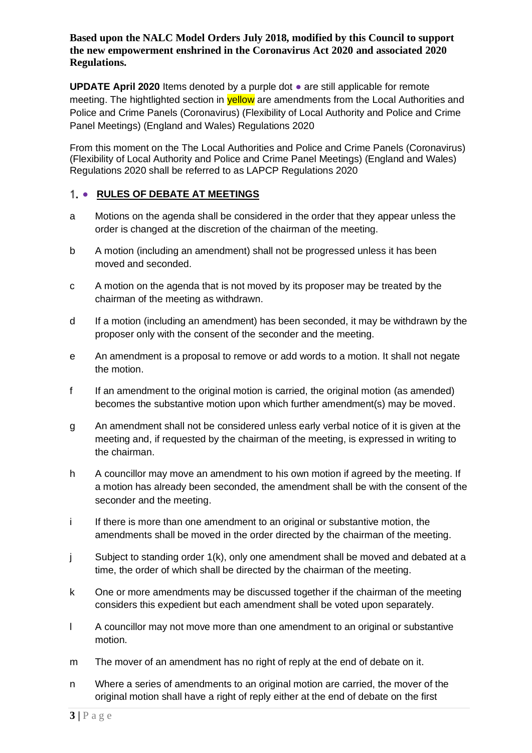**Based upon the NALC Model Orders July 2018, modified by this Council to support the new empowerment enshrined in the Coronavirus Act 2020 and associated 2020 Regulations.**

**UPDATE April 2020** Items denoted by a purple dot ● are still applicable for remote meeting. The hightlighted section in yellow are amendments from the Local Authorities and Police and Crime Panels (Coronavirus) (Flexibility of Local Authority and Police and Crime Panel Meetings) (England and Wales) Regulations 2020

From this moment on the The Local Authorities and Police and Crime Panels (Coronavirus) (Flexibility of Local Authority and Police and Crime Panel Meetings) (England and Wales) Regulations 2020 shall be referred to as LAPCP Regulations 2020

## 1. ● RULES OF DEBATE AT MEETINGS

a Motions on the agenda shall be considered in the order that they appear unless the order is changed at the discretion of the chairman of the meeting.

b A motion (including an amendment) shall not be progressed unless it has been moved and seconded.

c A motion on the agenda that is not moved by its proposer may be treated by the chairman of the meeting as withdrawn.

d If a motion (including an amendment) has been seconded, it may be withdrawn by the proposer only with the consent of the seconder and the meeting.

e An amendment is a proposal to remove or add words to a motion. It shall not negate the motion.

f If an amendment to the original motion is carried, the original motion (as amended) becomes the substantive motion upon which further amendment(s) may be moved.

g An amendment shall not be considered unless early verbal notice of it is given at the meeting and, if requested by the chairman of the meeting, is expressed in writing to the chairman.

h A councillor may move an amendment to his own motion if agreed by the meeting. If a motion has already been seconded, the amendment shall be with the consent of the seconder and the meeting.

i If there is more than one amendment to an original or substantive motion, the amendments shall be moved in the order directed by the chairman of the meeting.

j Subject to standing order 1(k), only one amendment shall be moved and debated at a time, the order of which shall be directed by the chairman of the meeting.

k One or more amendments may be discussed together if the chairman of the meeting considers this expedient but each amendment shall be voted upon separately.

l A councillor may not move more than one amendment to an original or substantive motion.

m The mover of an amendment has no right of reply at the end of debate on it.

n Where a series of amendments to an original motion are carried, the mover of the original motion shall have a right of reply either at the end of debate on the first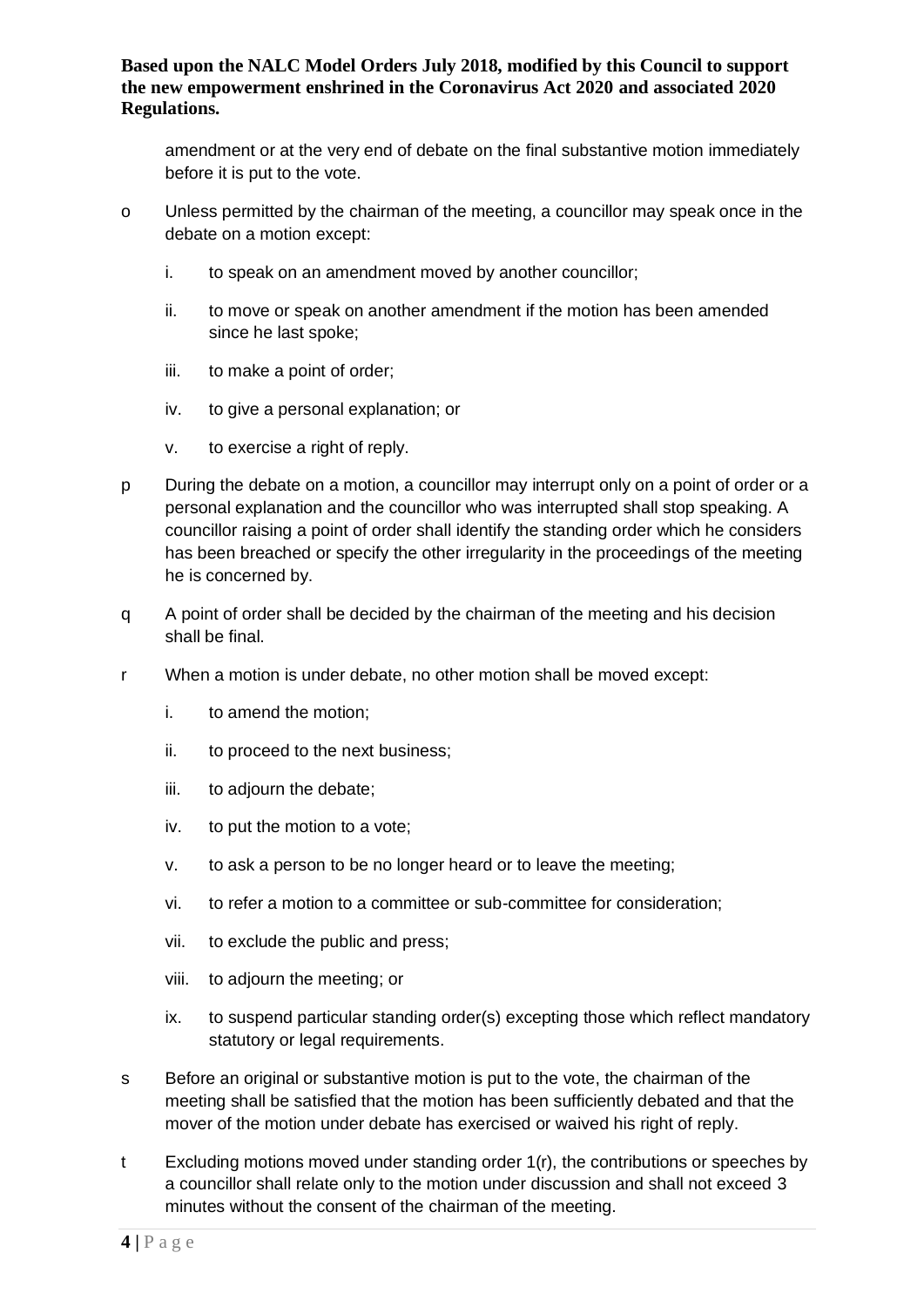amendment or at the very end of debate on the final substantive motion immediately before it is put to the vote.

o Unless permitted by the chairman of the meeting, a councillor may speak once in the debate on a motion except:

  i. to speak on an amendment moved by another councillor;

  ii. to move or speak on another amendment if the motion has been amended since he last spoke;

  iii. to make a point of order;

  iv. to give a personal explanation; or

  v. to exercise a right of reply.

p During the debate on a motion, a councillor may interrupt only on a point of order or a personal explanation and the councillor who was interrupted shall stop speaking. A councillor raising a point of order shall identify the standing order which he considers has been breached or specify the other irregularity in the proceedings of the meeting he is concerned by.

q A point of order shall be decided by the chairman of the meeting and his decision shall be final.

r When a motion is under debate, no other motion shall be moved except:

  i. to amend the motion;

  ii. to proceed to the next business;

  iii. to adjourn the debate;

  iv. to put the motion to a vote;

  v. to ask a person to be no longer heard or to leave the meeting;

  vi. to refer a motion to a committee or sub-committee for consideration;

  vii. to exclude the public and press;

  viii. to adjourn the meeting; or

  ix. to suspend particular standing order(s) excepting those which reflect mandatory statutory or legal requirements.

s Before an original or substantive motion is put to the vote, the chairman of the meeting shall be satisfied that the motion has been sufficiently debated and that the mover of the motion under debate has exercised or waived his right of reply.

t Excluding motions moved under standing order 1(r), the contributions or speeches by a councillor shall relate only to the motion under discussion and shall not exceed 3 minutes without the consent of the chairman of the meeting.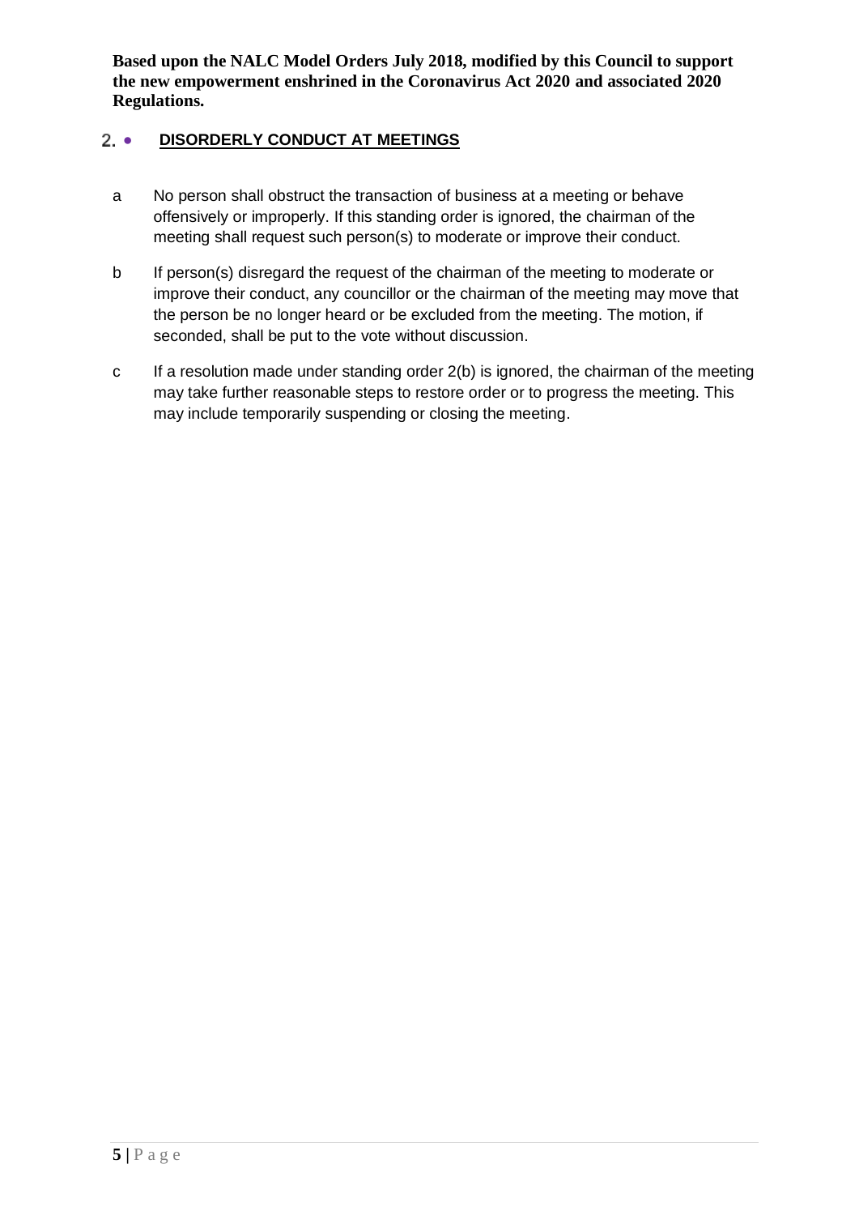**Based upon the NALC Model Orders July 2018, modified by this Council to support the new empowerment enshrined in the Coronavirus Act 2020 and associated 2020 Regulations.**

## 2. DISORDERLY CONDUCT AT MEETINGS

a No person shall obstruct the transaction of business at a meeting or behave offensively or improperly. If this standing order is ignored, the chairman of the meeting shall request such person(s) to moderate or improve their conduct.

b If person(s) disregard the request of the chairman of the meeting to moderate or improve their conduct, any councillor or the chairman of the meeting may move that the person be no longer heard or be excluded from the meeting. The motion, if seconded, shall be put to the vote without discussion.

c If a resolution made under standing order 2(b) is ignored, the chairman of the meeting may take further reasonable steps to restore order or to progress the meeting. This may include temporarily suspending or closing the meeting.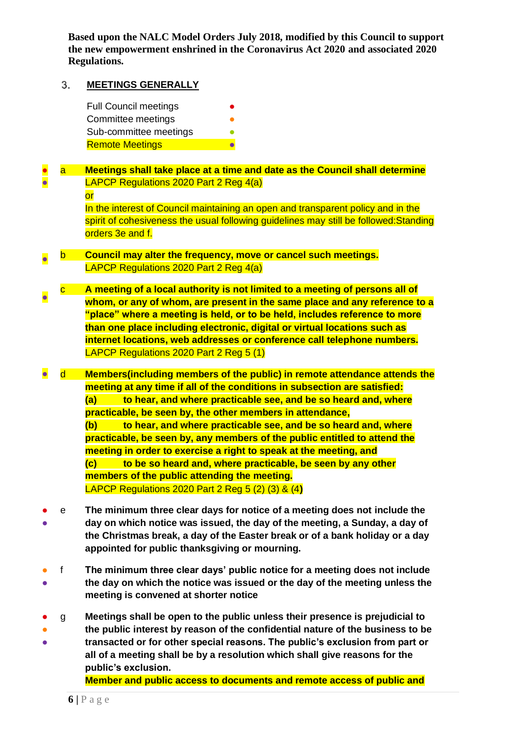**Based upon the NALC Model Orders July 2018, modified by this Council to support the new empowerment enshrined in the Coronavirus Act 2020 and associated 2020 Regulations.**

## 3. MEETINGS GENERALLY

Full Council meetings ●
Committee meetings ●
Sub-committee meetings ●
Remote Meetings ●

● ● a **Meetings shall take place at a time and date as the Council shall determine**
LAPCP Regulations 2020 Part 2 Reg 4(a)
or
In the interest of Council maintaining an open and transparent policy and in the spirit of cohesiveness the usual following guidelines may still be followed:Standing orders 3e and f.

● b **Council may alter the frequency, move or cancel such meetings.**
LAPCP Regulations 2020 Part 2 Reg 4(a)

● c **A meeting of a local authority is not limited to a meeting of persons all of whom, or any of whom, are present in the same place and any reference to a "place" where a meeting is held, or to be held, includes reference to more than one place including electronic, digital or virtual locations such as internet locations, web addresses or conference call telephone numbers.**
LAPCP Regulations 2020 Part 2 Reg 5 (1)

● d **Members(including members of the public) in remote attendance attends the meeting at any time if all of the conditions in subsection are satisfied:**
**(a) to hear, and where practicable see, and be so heard and, where practicable, be seen by, the other members in attendance,**
**(b) to hear, and where practicable see, and be so heard and, where practicable, be seen by, any members of the public entitled to attend the meeting in order to exercise a right to speak at the meeting, and**
**(c) to be so heard and, where practicable, be seen by any other members of the public attending the meeting.**
LAPCP Regulations 2020 Part 2 Reg 5 (2) (3) & (4**)**

● ● e **The minimum three clear days for notice of a meeting does not include the day on which notice was issued, the day of the meeting, a Sunday, a day of the Christmas break, a day of the Easter break or of a bank holiday or a day appointed for public thanksgiving or mourning.**

● ● f **The minimum three clear days' public notice for a meeting does not include the day on which the notice was issued or the day of the meeting unless the meeting is convened at shorter notice**

● ● ● g **Meetings shall be open to the public unless their presence is prejudicial to the public interest by reason of the confidential nature of the business to be transacted or for other special reasons. The public's exclusion from part or all of a meeting shall be by a resolution which shall give reasons for the public's exclusion.**
**Member and public access to documents and remote access of public and**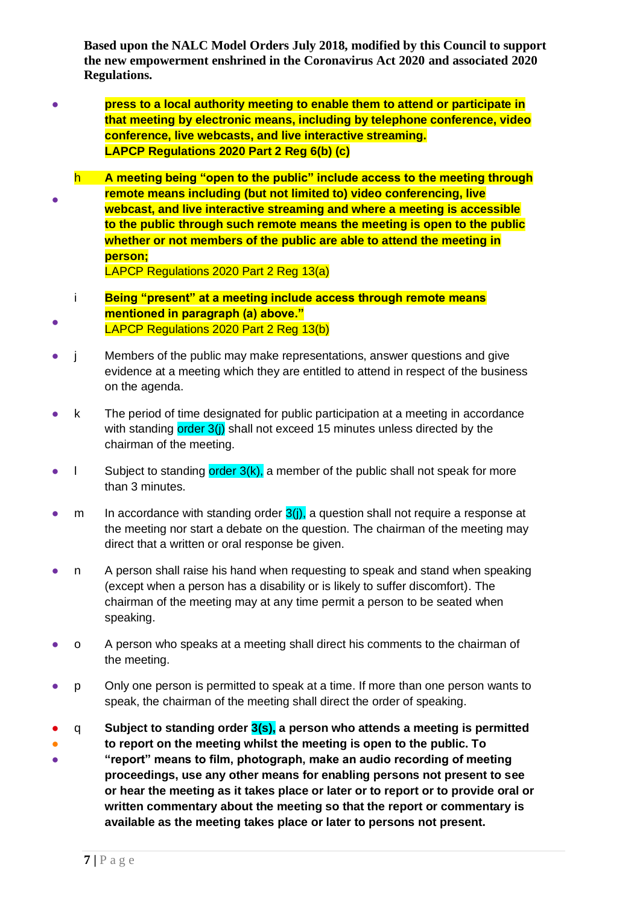**Based upon the NALC Model Orders July 2018, modified by this Council to support the new empowerment enshrined in the Coronavirus Act 2020 and associated 2020 Regulations.**

- **press to a local authority meeting to enable them to attend or participate in that meeting by electronic means, including by telephone conference, video conference, live webcasts, and live interactive streaming.**
  **LAPCP Regulations 2020 Part 2 Reg 6(b) (c)**

- h **A meeting being "open to the public" include access to the meeting through remote means including (but not limited to) video conferencing, live webcast, and live interactive streaming and where a meeting is accessible to the public through such remote means the meeting is open to the public whether or not members of the public are able to attend the meeting in person;**
  LAPCP Regulations 2020 Part 2 Reg 13(a)

- i **Being "present" at a meeting include access through remote means mentioned in paragraph (a) above."**
  LAPCP Regulations 2020 Part 2 Reg 13(b)

- j Members of the public may make representations, answer questions and give evidence at a meeting which they are entitled to attend in respect of the business on the agenda.

- k The period of time designated for public participation at a meeting in accordance with standing order 3(j) shall not exceed 15 minutes unless directed by the chairman of the meeting.

- l Subject to standing order 3(k), a member of the public shall not speak for more than 3 minutes.

- m In accordance with standing order 3(j), a question shall not require a response at the meeting nor start a debate on the question. The chairman of the meeting may direct that a written or oral response be given.

- n A person shall raise his hand when requesting to speak and stand when speaking (except when a person has a disability or is likely to suffer discomfort). The chairman of the meeting may at any time permit a person to be seated when speaking.

- o A person who speaks at a meeting shall direct his comments to the chairman of the meeting.

- p Only one person is permitted to speak at a time. If more than one person wants to speak, the chairman of the meeting shall direct the order of speaking.

- q **Subject to standing order 3(s), a person who attends a meeting is permitted to report on the meeting whilst the meeting is open to the public. To "report" means to film, photograph, make an audio recording of meeting proceedings, use any other means for enabling persons not present to see or hear the meeting as it takes place or later or to report or to provide oral or written commentary about the meeting so that the report or commentary is available as the meeting takes place or later to persons not present.**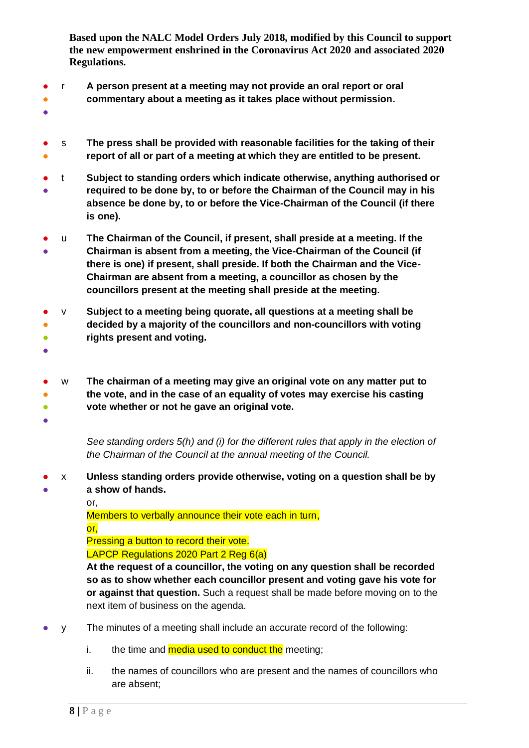**Based upon the NALC Model Orders July 2018, modified by this Council to support the new empowerment enshrined in the Coronavirus Act 2020 and associated 2020 Regulations.**

r **A person present at a meeting may not provide an oral report or oral commentary about a meeting as it takes place without permission.**

s **The press shall be provided with reasonable facilities for the taking of their report of all or part of a meeting at which they are entitled to be present.**

t **Subject to standing orders which indicate otherwise, anything authorised or required to be done by, to or before the Chairman of the Council may in his absence be done by, to or before the Vice-Chairman of the Council (if there is one).**

u **The Chairman of the Council, if present, shall preside at a meeting. If the Chairman is absent from a meeting, the Vice-Chairman of the Council (if there is one) if present, shall preside. If both the Chairman and the Vice-Chairman are absent from a meeting, a councillor as chosen by the councillors present at the meeting shall preside at the meeting.**

v **Subject to a meeting being quorate, all questions at a meeting shall be decided by a majority of the councillors and non-councillors with voting rights present and voting.**

w **The chairman of a meeting may give an original vote on any matter put to the vote, and in the case of an equality of votes may exercise his casting vote whether or not he gave an original vote.**

*See standing orders 5(h) and (i) for the different rules that apply in the election of the Chairman of the Council at the annual meeting of the Council.*

x **Unless standing orders provide otherwise, voting on a question shall be by a show of hands.**
or,
Members to verbally announce their vote each in turn,
or,
Pressing a button to record their vote.
LAPCP Regulations 2020 Part 2 Reg 6(a)
**At the request of a councillor, the voting on any question shall be recorded so as to show whether each councillor present and voting gave his vote for or against that question.** Such a request shall be made before moving on to the next item of business on the agenda.

y The minutes of a meeting shall include an accurate record of the following:

i. the time and media used to conduct the meeting;

ii. the names of councillors who are present and the names of councillors who are absent;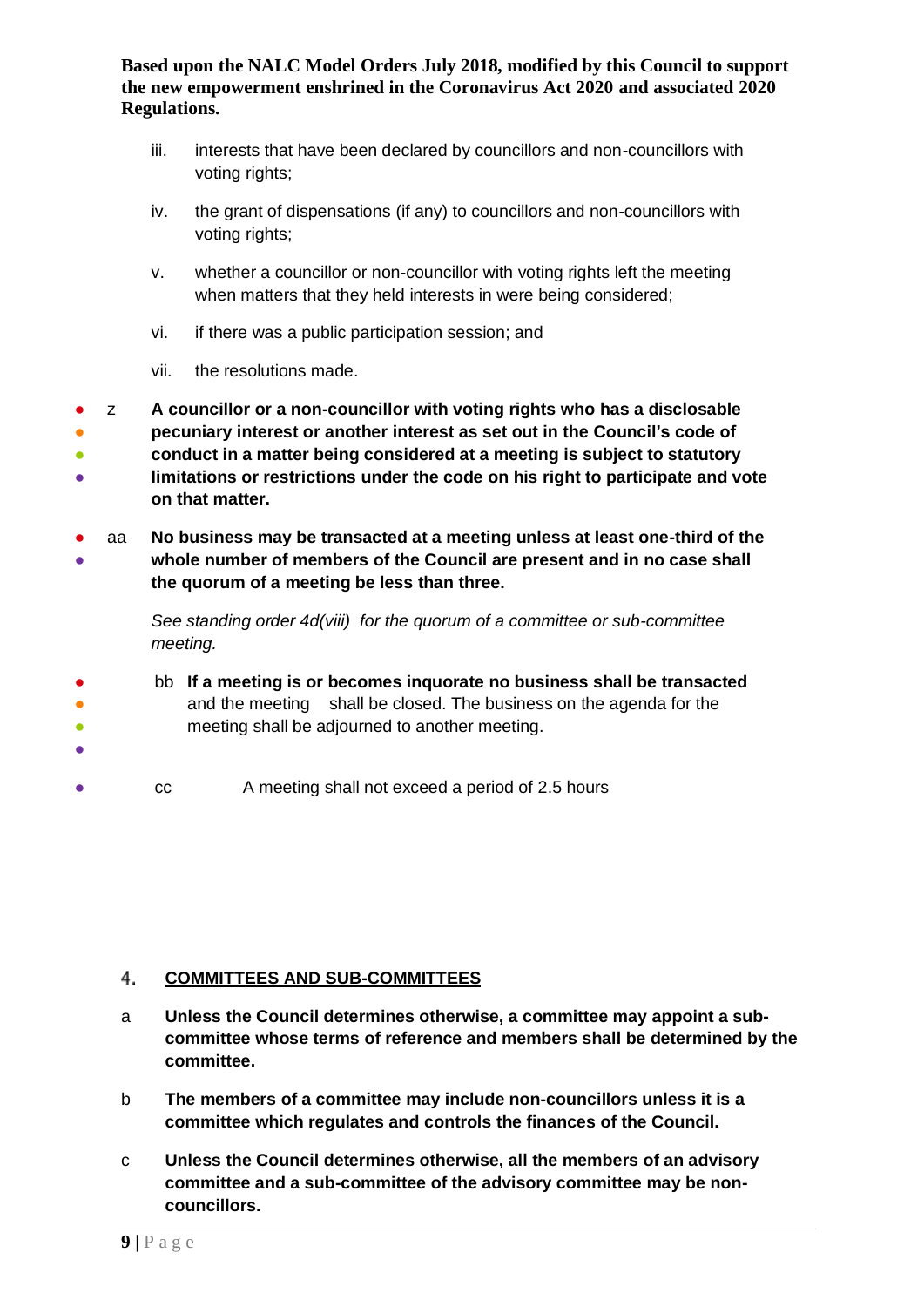**Based upon the NALC Model Orders July 2018, modified by this Council to support the new empowerment enshrined in the Coronavirus Act 2020 and associated 2020 Regulations.**

iii. interests that have been declared by councillors and non-councillors with voting rights;

iv. the grant of dispensations (if any) to councillors and non-councillors with voting rights;

v. whether a councillor or non-councillor with voting rights left the meeting when matters that they held interests in were being considered;

vi. if there was a public participation session; and

vii. the resolutions made.

z **A councillor or a non-councillor with voting rights who has a disclosable pecuniary interest or another interest as set out in the Council's code of conduct in a matter being considered at a meeting is subject to statutory limitations or restrictions under the code on his right to participate and vote on that matter.**

aa **No business may be transacted at a meeting unless at least one-third of the whole number of members of the Council are present and in no case shall the quorum of a meeting be less than three.**

*See standing order 4d(viii) for the quorum of a committee or sub-committee meeting.*

bb **If a meeting is or becomes inquorate no business shall be transacted** and the meeting shall be closed. The business on the agenda for the meeting shall be adjourned to another meeting.

cc A meeting shall not exceed a period of 2.5 hours

## 4. COMMITTEES AND SUB-COMMITTEES

a **Unless the Council determines otherwise, a committee may appoint a sub-committee whose terms of reference and members shall be determined by the committee.**

b **The members of a committee may include non-councillors unless it is a committee which regulates and controls the finances of the Council.**

c **Unless the Council determines otherwise, all the members of an advisory committee and a sub-committee of the advisory committee may be non-councillors.**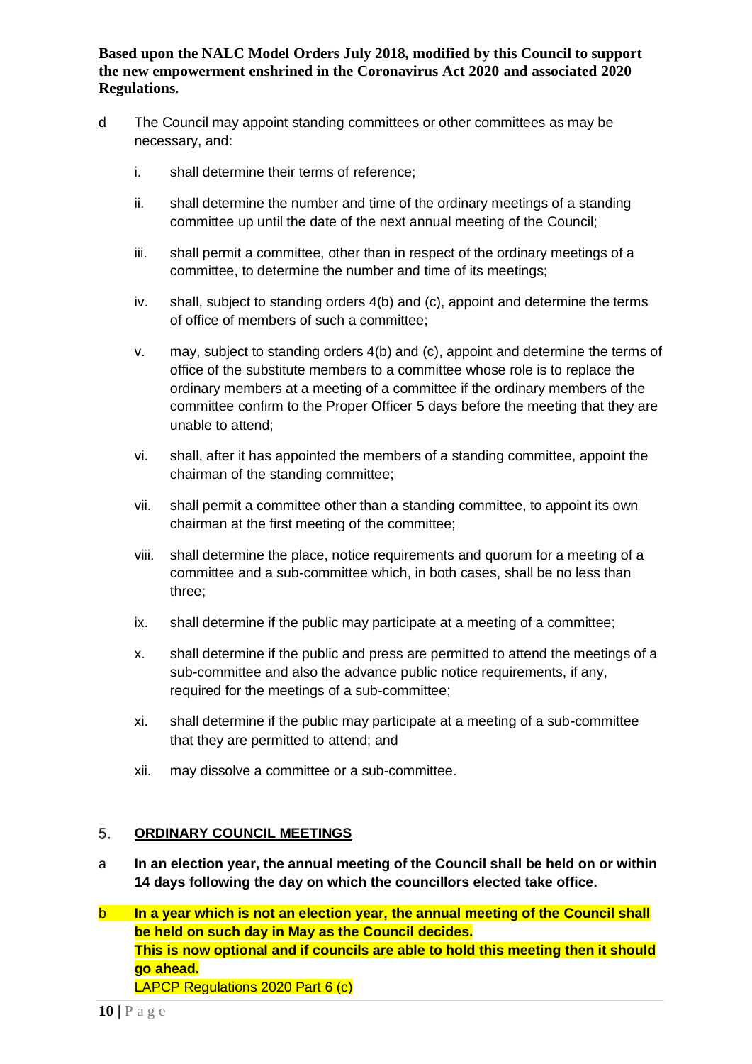**Based upon the NALC Model Orders July 2018, modified by this Council to support the new empowerment enshrined in the Coronavirus Act 2020 and associated 2020 Regulations.**

d The Council may appoint standing committees or other committees as may be necessary, and:

i. shall determine their terms of reference;

ii. shall determine the number and time of the ordinary meetings of a standing committee up until the date of the next annual meeting of the Council;

iii. shall permit a committee, other than in respect of the ordinary meetings of a committee, to determine the number and time of its meetings;

iv. shall, subject to standing orders 4(b) and (c), appoint and determine the terms of office of members of such a committee;

v. may, subject to standing orders 4(b) and (c), appoint and determine the terms of office of the substitute members to a committee whose role is to replace the ordinary members at a meeting of a committee if the ordinary members of the committee confirm to the Proper Officer 5 days before the meeting that they are unable to attend;

vi. shall, after it has appointed the members of a standing committee, appoint the chairman of the standing committee;

vii. shall permit a committee other than a standing committee, to appoint its own chairman at the first meeting of the committee;

viii. shall determine the place, notice requirements and quorum for a meeting of a committee and a sub-committee which, in both cases, shall be no less than three;

ix. shall determine if the public may participate at a meeting of a committee;

x. shall determine if the public and press are permitted to attend the meetings of a sub-committee and also the advance public notice requirements, if any, required for the meetings of a sub-committee;

xi. shall determine if the public may participate at a meeting of a sub-committee that they are permitted to attend; and

xii. may dissolve a committee or a sub-committee.

## 5. ORDINARY COUNCIL MEETINGS

a **In an election year, the annual meeting of the Council shall be held on or within 14 days following the day on which the councillors elected take office.**

b **In a year which is not an election year, the annual meeting of the Council shall be held on such day in May as the Council decides.**
**This is now optional and if councils are able to hold this meeting then it should go ahead.**
LAPCP Regulations 2020 Part 6 (c)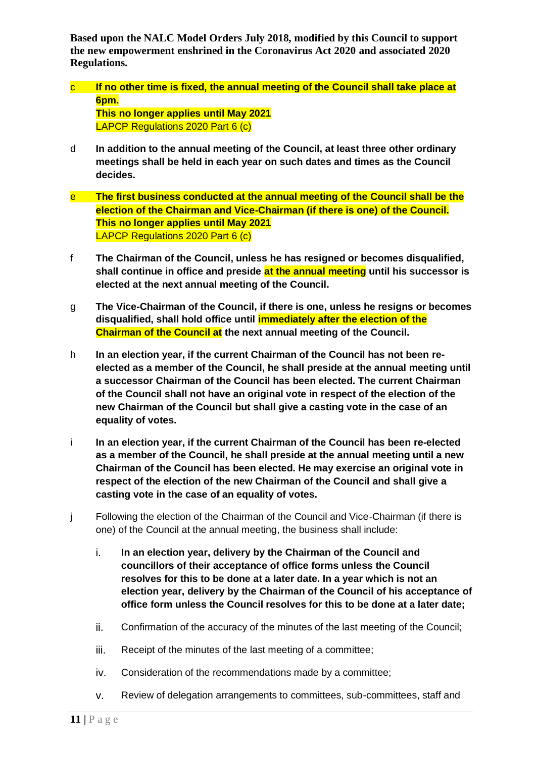**Based upon the NALC Model Orders July 2018, modified by this Council to support the new empowerment enshrined in the Coronavirus Act 2020 and associated 2020 Regulations.**

c **If no other time is fixed, the annual meeting of the Council shall take place at 6pm.**
**This no longer applies until May 2021**
LAPCP Regulations 2020 Part 6 (c)

d **In addition to the annual meeting of the Council, at least three other ordinary meetings shall be held in each year on such dates and times as the Council decides.**

e **The first business conducted at the annual meeting of the Council shall be the election of the Chairman and Vice-Chairman (if there is one) of the Council.**
**This no longer applies until May 2021**
LAPCP Regulations 2020 Part 6 (c)

f **The Chairman of the Council, unless he has resigned or becomes disqualified, shall continue in office and preside at the annual meeting until his successor is elected at the next annual meeting of the Council.**

g **The Vice-Chairman of the Council, if there is one, unless he resigns or becomes disqualified, shall hold office until immediately after the election of the Chairman of the Council at the next annual meeting of the Council.**

h **In an election year, if the current Chairman of the Council has not been re-elected as a member of the Council, he shall preside at the annual meeting until a successor Chairman of the Council has been elected. The current Chairman of the Council shall not have an original vote in respect of the election of the new Chairman of the Council but shall give a casting vote in the case of an equality of votes.**

i **In an election year, if the current Chairman of the Council has been re-elected as a member of the Council, he shall preside at the annual meeting until a new Chairman of the Council has been elected. He may exercise an original vote in respect of the election of the new Chairman of the Council and shall give a casting vote in the case of an equality of votes.**

j Following the election of the Chairman of the Council and Vice-Chairman (if there is one) of the Council at the annual meeting, the business shall include:

i. **In an election year, delivery by the Chairman of the Council and councillors of their acceptance of office forms unless the Council resolves for this to be done at a later date. In a year which is not an election year, delivery by the Chairman of the Council of his acceptance of office form unless the Council resolves for this to be done at a later date;**

ii. Confirmation of the accuracy of the minutes of the last meeting of the Council;

iii. Receipt of the minutes of the last meeting of a committee;

iv. Consideration of the recommendations made by a committee;

v. Review of delegation arrangements to committees, sub-committees, staff and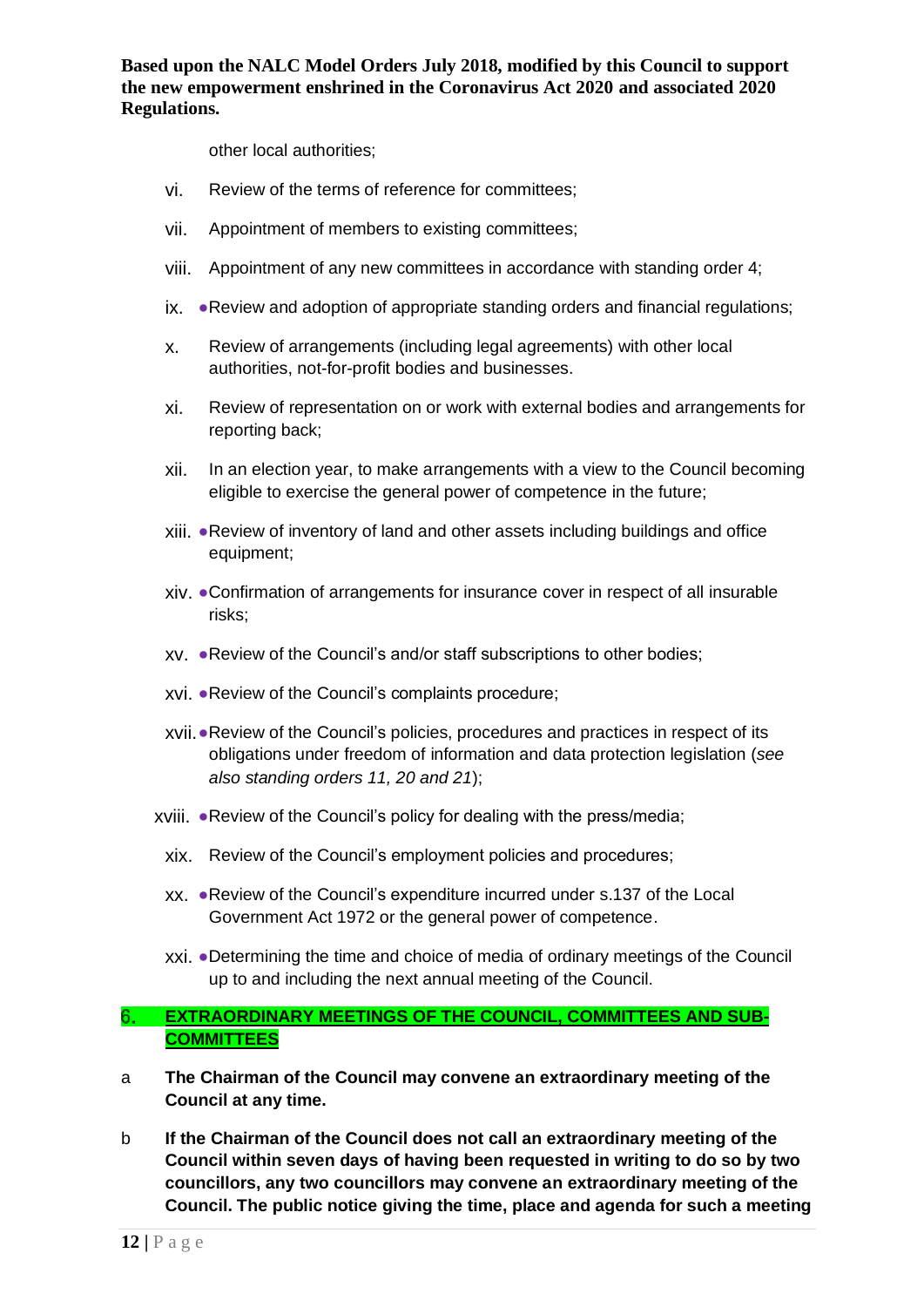other local authorities;

vi. Review of the terms of reference for committees;

vii. Appointment of members to existing committees;

viii. Appointment of any new committees in accordance with standing order 4;

ix. ●Review and adoption of appropriate standing orders and financial regulations;

x. Review of arrangements (including legal agreements) with other local authorities, not-for-profit bodies and businesses.

xi. Review of representation on or work with external bodies and arrangements for reporting back;

xii. In an election year, to make arrangements with a view to the Council becoming eligible to exercise the general power of competence in the future;

xiii. ●Review of inventory of land and other assets including buildings and office equipment;

xiv. ●Confirmation of arrangements for insurance cover in respect of all insurable risks;

xv. ●Review of the Council's and/or staff subscriptions to other bodies;

xvi. ●Review of the Council's complaints procedure;

xvii. ●Review of the Council's policies, procedures and practices in respect of its obligations under freedom of information and data protection legislation (*see also standing orders 11, 20 and 21*);

xviii. ●Review of the Council's policy for dealing with the press/media;

xix. Review of the Council's employment policies and procedures;

xx. ●Review of the Council's expenditure incurred under s.137 of the Local Government Act 1972 or the general power of competence.

xxi. ●Determining the time and choice of media of ordinary meetings of the Council up to and including the next annual meeting of the Council.

## 6. EXTRAORDINARY MEETINGS OF THE COUNCIL, COMMITTEES AND SUB-COMMITTEES

a **The Chairman of the Council may convene an extraordinary meeting of the Council at any time.**

b **If the Chairman of the Council does not call an extraordinary meeting of the Council within seven days of having been requested in writing to do so by two councillors, any two councillors may convene an extraordinary meeting of the Council. The public notice giving the time, place and agenda for such a meeting**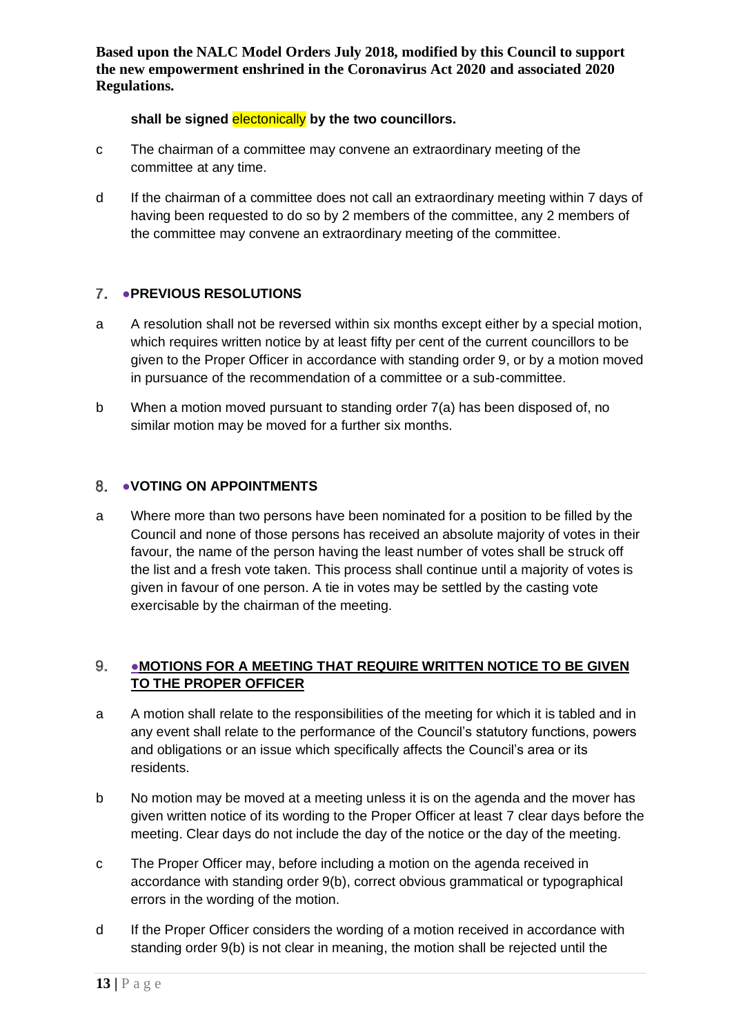**shall be signed electonically by the two councillors.**

c The chairman of a committee may convene an extraordinary meeting of the committee at any time.

d If the chairman of a committee does not call an extraordinary meeting within 7 days of having been requested to do so by 2 members of the committee, any 2 members of the committee may convene an extraordinary meeting of the committee.

## 7. ●PREVIOUS RESOLUTIONS

a A resolution shall not be reversed within six months except either by a special motion, which requires written notice by at least fifty per cent of the current councillors to be given to the Proper Officer in accordance with standing order 9, or by a motion moved in pursuance of the recommendation of a committee or a sub-committee.

b When a motion moved pursuant to standing order 7(a) has been disposed of, no similar motion may be moved for a further six months.

## 8. ●VOTING ON APPOINTMENTS

a Where more than two persons have been nominated for a position to be filled by the Council and none of those persons has received an absolute majority of votes in their favour, the name of the person having the least number of votes shall be struck off the list and a fresh vote taken. This process shall continue until a majority of votes is given in favour of one person. A tie in votes may be settled by the casting vote exercisable by the chairman of the meeting.

## 9. ●MOTIONS FOR A MEETING THAT REQUIRE WRITTEN NOTICE TO BE GIVEN TO THE PROPER OFFICER

a A motion shall relate to the responsibilities of the meeting for which it is tabled and in any event shall relate to the performance of the Council's statutory functions, powers and obligations or an issue which specifically affects the Council's area or its residents.

b No motion may be moved at a meeting unless it is on the agenda and the mover has given written notice of its wording to the Proper Officer at least 7 clear days before the meeting. Clear days do not include the day of the notice or the day of the meeting.

c The Proper Officer may, before including a motion on the agenda received in accordance with standing order 9(b), correct obvious grammatical or typographical errors in the wording of the motion.

d If the Proper Officer considers the wording of a motion received in accordance with standing order 9(b) is not clear in meaning, the motion shall be rejected until the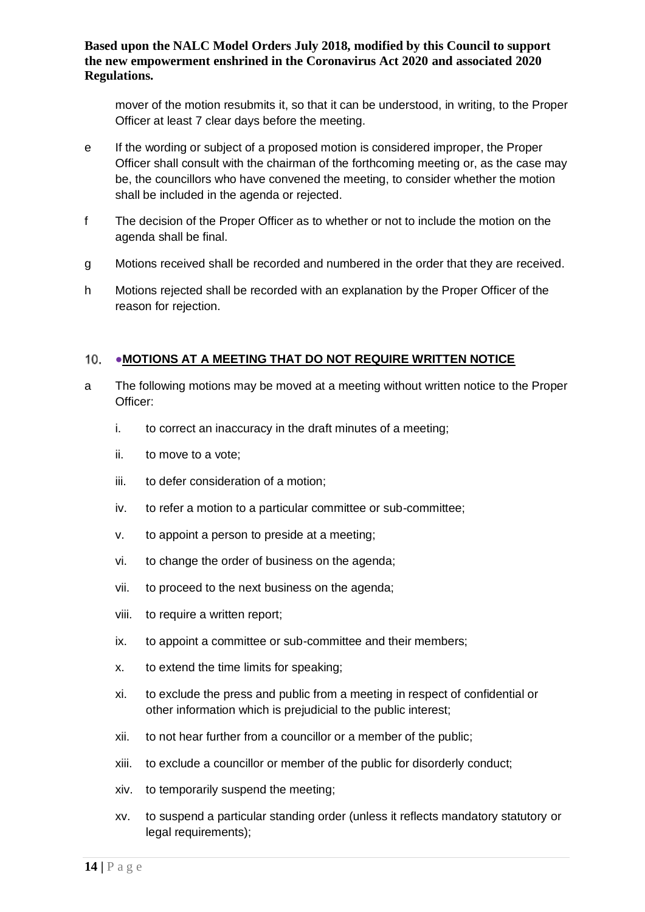mover of the motion resubmits it, so that it can be understood, in writing, to the Proper Officer at least 7 clear days before the meeting.

e If the wording or subject of a proposed motion is considered improper, the Proper Officer shall consult with the chairman of the forthcoming meeting or, as the case may be, the councillors who have convened the meeting, to consider whether the motion shall be included in the agenda or rejected.

f The decision of the Proper Officer as to whether or not to include the motion on the agenda shall be final.

g Motions received shall be recorded and numbered in the order that they are received.

h Motions rejected shall be recorded with an explanation by the Proper Officer of the reason for rejection.

## 10. •MOTIONS AT A MEETING THAT DO NOT REQUIRE WRITTEN NOTICE

a The following motions may be moved at a meeting without written notice to the Proper Officer:

i. to correct an inaccuracy in the draft minutes of a meeting;

ii. to move to a vote;

iii. to defer consideration of a motion;

iv. to refer a motion to a particular committee or sub-committee;

v. to appoint a person to preside at a meeting;

vi. to change the order of business on the agenda;

vii. to proceed to the next business on the agenda;

viii. to require a written report;

ix. to appoint a committee or sub-committee and their members;

x. to extend the time limits for speaking;

xi. to exclude the press and public from a meeting in respect of confidential or other information which is prejudicial to the public interest;

xii. to not hear further from a councillor or a member of the public;

xiii. to exclude a councillor or member of the public for disorderly conduct;

xiv. to temporarily suspend the meeting;

xv. to suspend a particular standing order (unless it reflects mandatory statutory or legal requirements);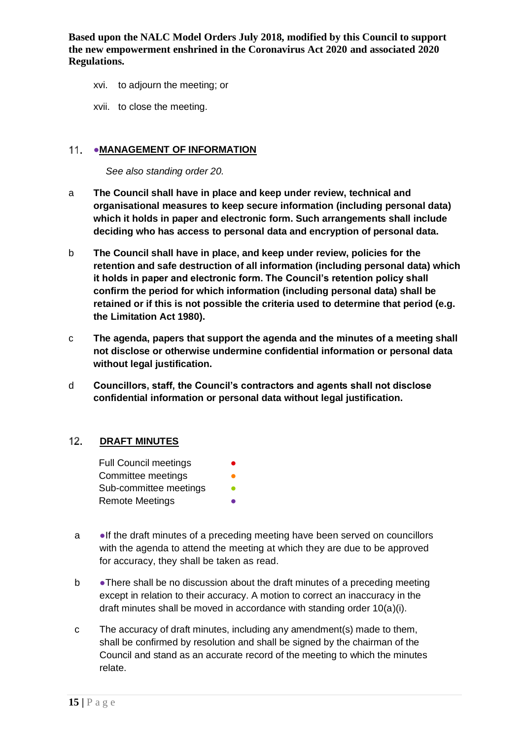xvi. to adjourn the meeting; or

xvii. to close the meeting.

## 11. ●MANAGEMENT OF INFORMATION

*See also standing order 20.*

a **The Council shall have in place and keep under review, technical and organisational measures to keep secure information (including personal data) which it holds in paper and electronic form. Such arrangements shall include deciding who has access to personal data and encryption of personal data.**

b **The Council shall have in place, and keep under review, policies for the retention and safe destruction of all information (including personal data) which it holds in paper and electronic form. The Council's retention policy shall confirm the period for which information (including personal data) shall be retained or if this is not possible the criteria used to determine that period (e.g. the Limitation Act 1980).**

c **The agenda, papers that support the agenda and the minutes of a meeting shall not disclose or otherwise undermine confidential information or personal data without legal justification.**

d **Councillors, staff, the Council's contractors and agents shall not disclose confidential information or personal data without legal justification.**

## 12. DRAFT MINUTES

Full Council meetings ●
Committee meetings ●
Sub-committee meetings ●
Remote Meetings ●

a ●If the draft minutes of a preceding meeting have been served on councillors with the agenda to attend the meeting at which they are due to be approved for accuracy, they shall be taken as read.

b ●There shall be no discussion about the draft minutes of a preceding meeting except in relation to their accuracy. A motion to correct an inaccuracy in the draft minutes shall be moved in accordance with standing order 10(a)(i).

c The accuracy of draft minutes, including any amendment(s) made to them, shall be confirmed by resolution and shall be signed by the chairman of the Council and stand as an accurate record of the meeting to which the minutes relate.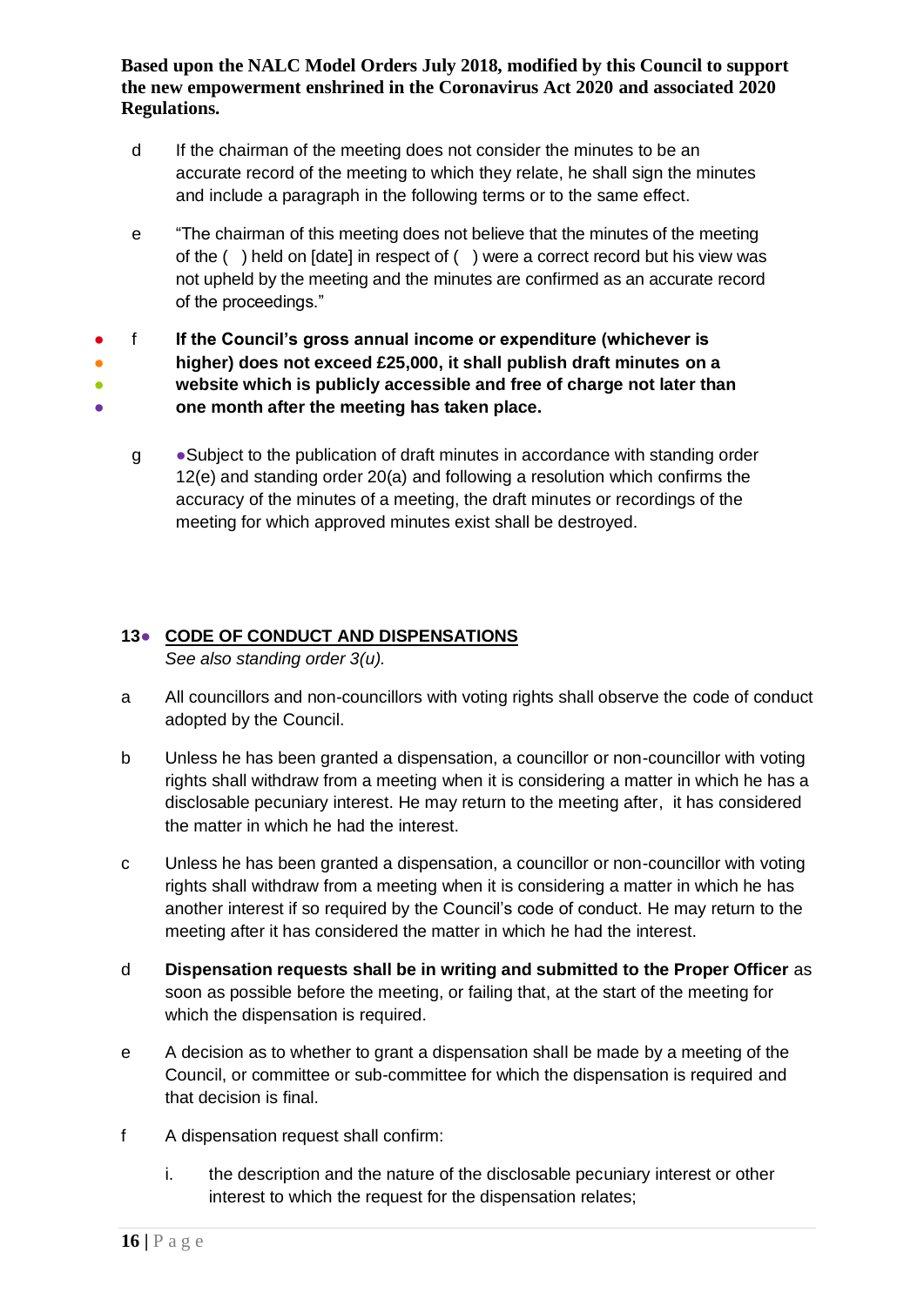**Based upon the NALC Model Orders July 2018, modified by this Council to support the new empowerment enshrined in the Coronavirus Act 2020 and associated 2020 Regulations.**

d If the chairman of the meeting does not consider the minutes to be an accurate record of the meeting to which they relate, he shall sign the minutes and include a paragraph in the following terms or to the same effect.

e "The chairman of this meeting does not believe that the minutes of the meeting of the ( ) held on [date] in respect of ( ) were a correct record but his view was not upheld by the meeting and the minutes are confirmed as an accurate record of the proceedings."

f **If the Council's gross annual income or expenditure (whichever is higher) does not exceed £25,000, it shall publish draft minutes on a website which is publicly accessible and free of charge not later than one month after the meeting has taken place.**

g ●Subject to the publication of draft minutes in accordance with standing order 12(e) and standing order 20(a) and following a resolution which confirms the accuracy of the minutes of a meeting, the draft minutes or recordings of the meeting for which approved minutes exist shall be destroyed.

## 13● CODE OF CONDUCT AND DISPENSATIONS

*See also standing order 3(u).*

a All councillors and non-councillors with voting rights shall observe the code of conduct adopted by the Council.

b Unless he has been granted a dispensation, a councillor or non-councillor with voting rights shall withdraw from a meeting when it is considering a matter in which he has a disclosable pecuniary interest. He may return to the meeting after, it has considered the matter in which he had the interest.

c Unless he has been granted a dispensation, a councillor or non-councillor with voting rights shall withdraw from a meeting when it is considering a matter in which he has another interest if so required by the Council's code of conduct. He may return to the meeting after it has considered the matter in which he had the interest.

d **Dispensation requests shall be in writing and submitted to the Proper Officer** as soon as possible before the meeting, or failing that, at the start of the meeting for which the dispensation is required.

e A decision as to whether to grant a dispensation shall be made by a meeting of the Council, or committee or sub-committee for which the dispensation is required and that decision is final.

f A dispensation request shall confirm:

i. the description and the nature of the disclosable pecuniary interest or other interest to which the request for the dispensation relates;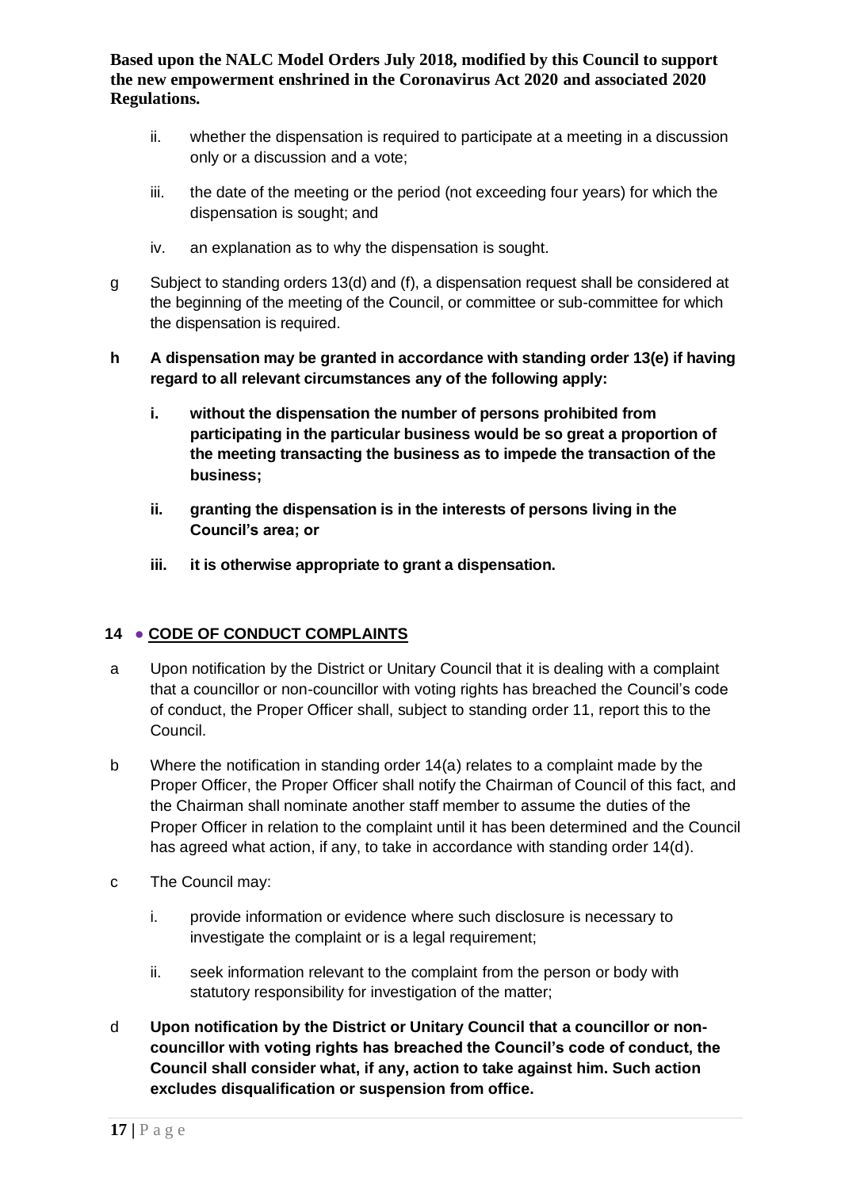ii. whether the dispensation is required to participate at a meeting in a discussion only or a discussion and a vote;

iii. the date of the meeting or the period (not exceeding four years) for which the dispensation is sought; and

iv. an explanation as to why the dispensation is sought.

g Subject to standing orders 13(d) and (f), a dispensation request shall be considered at the beginning of the meeting of the Council, or committee or sub-committee for which the dispensation is required.

**h A dispensation may be granted in accordance with standing order 13(e) if having regard to all relevant circumstances any of the following apply:**

**i. without the dispensation the number of persons prohibited from participating in the particular business would be so great a proportion of the meeting transacting the business as to impede the transaction of the business;**

**ii. granting the dispensation is in the interests of persons living in the Council's area; or**

**iii. it is otherwise appropriate to grant a dispensation.**

## 14 ● CODE OF CONDUCT COMPLAINTS

a Upon notification by the District or Unitary Council that it is dealing with a complaint that a councillor or non-councillor with voting rights has breached the Council's code of conduct, the Proper Officer shall, subject to standing order 11, report this to the Council.

b Where the notification in standing order 14(a) relates to a complaint made by the Proper Officer, the Proper Officer shall notify the Chairman of Council of this fact, and the Chairman shall nominate another staff member to assume the duties of the Proper Officer in relation to the complaint until it has been determined and the Council has agreed what action, if any, to take in accordance with standing order 14(d).

c The Council may:

i. provide information or evidence where such disclosure is necessary to investigate the complaint or is a legal requirement;

ii. seek information relevant to the complaint from the person or body with statutory responsibility for investigation of the matter;

d **Upon notification by the District or Unitary Council that a councillor or non-councillor with voting rights has breached the Council's code of conduct, the Council shall consider what, if any, action to take against him. Such action excludes disqualification or suspension from office.**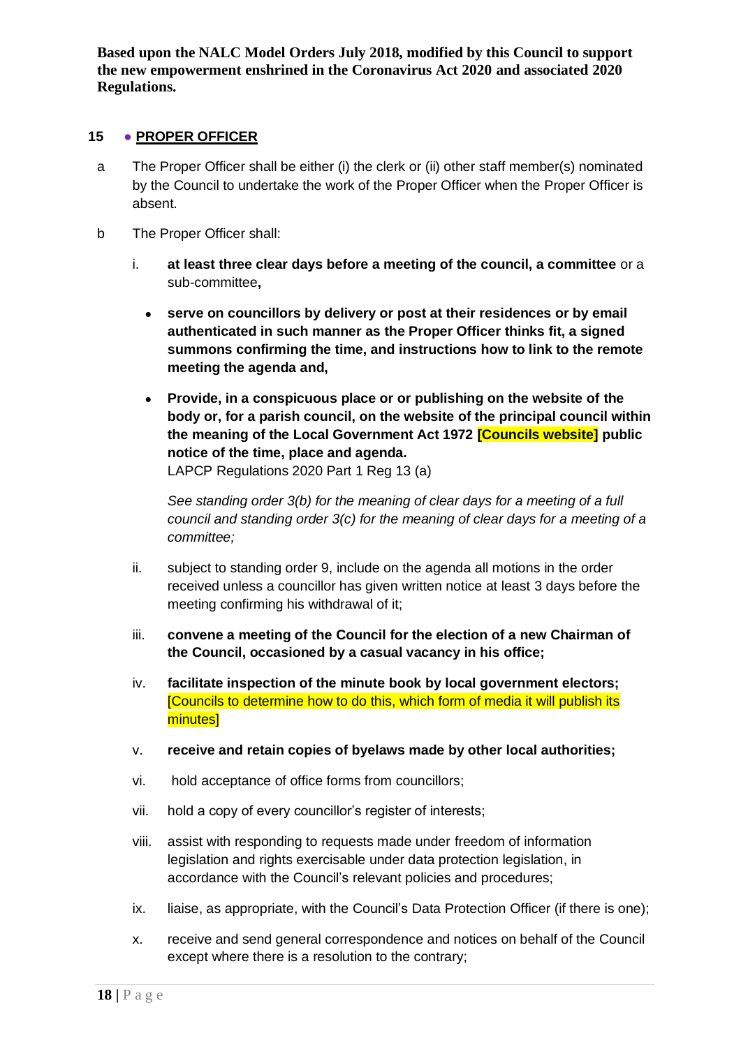**Based upon the NALC Model Orders July 2018, modified by this Council to support the new empowerment enshrined in the Coronavirus Act 2020 and associated 2020 Regulations.**

## 15 ● PROPER OFFICER

a The Proper Officer shall be either (i) the clerk or (ii) other staff member(s) nominated by the Council to undertake the work of the Proper Officer when the Proper Officer is absent.

b The Proper Officer shall:

i. **at least three clear days before a meeting of the council, a committee** or a sub-committee**,**

- **serve on councillors by delivery or post at their residences or by email authenticated in such manner as the Proper Officer thinks fit, a signed summons confirming the time, and instructions how to link to the remote meeting the agenda and,**
- **Provide, in a conspicuous place or or publishing on the website of the body or, for a parish council, on the website of the principal council within the meaning of the Local Government Act 1972 [Councils website] public notice of the time, place and agenda.**
  LAPCP Regulations 2020 Part 1 Reg 13 (a)

*See standing order 3(b) for the meaning of clear days for a meeting of a full council and standing order 3(c) for the meaning of clear days for a meeting of a committee;*

ii. subject to standing order 9, include on the agenda all motions in the order received unless a councillor has given written notice at least 3 days before the meeting confirming his withdrawal of it;

iii. **convene a meeting of the Council for the election of a new Chairman of the Council, occasioned by a casual vacancy in his office;**

iv. **facilitate inspection of the minute book by local government electors;** [Councils to determine how to do this, which form of media it will publish its minutes]

v. **receive and retain copies of byelaws made by other local authorities;**

vi. hold acceptance of office forms from councillors;

vii. hold a copy of every councillor's register of interests;

viii. assist with responding to requests made under freedom of information legislation and rights exercisable under data protection legislation, in accordance with the Council's relevant policies and procedures;

ix. liaise, as appropriate, with the Council's Data Protection Officer (if there is one);

x. receive and send general correspondence and notices on behalf of the Council except where there is a resolution to the contrary;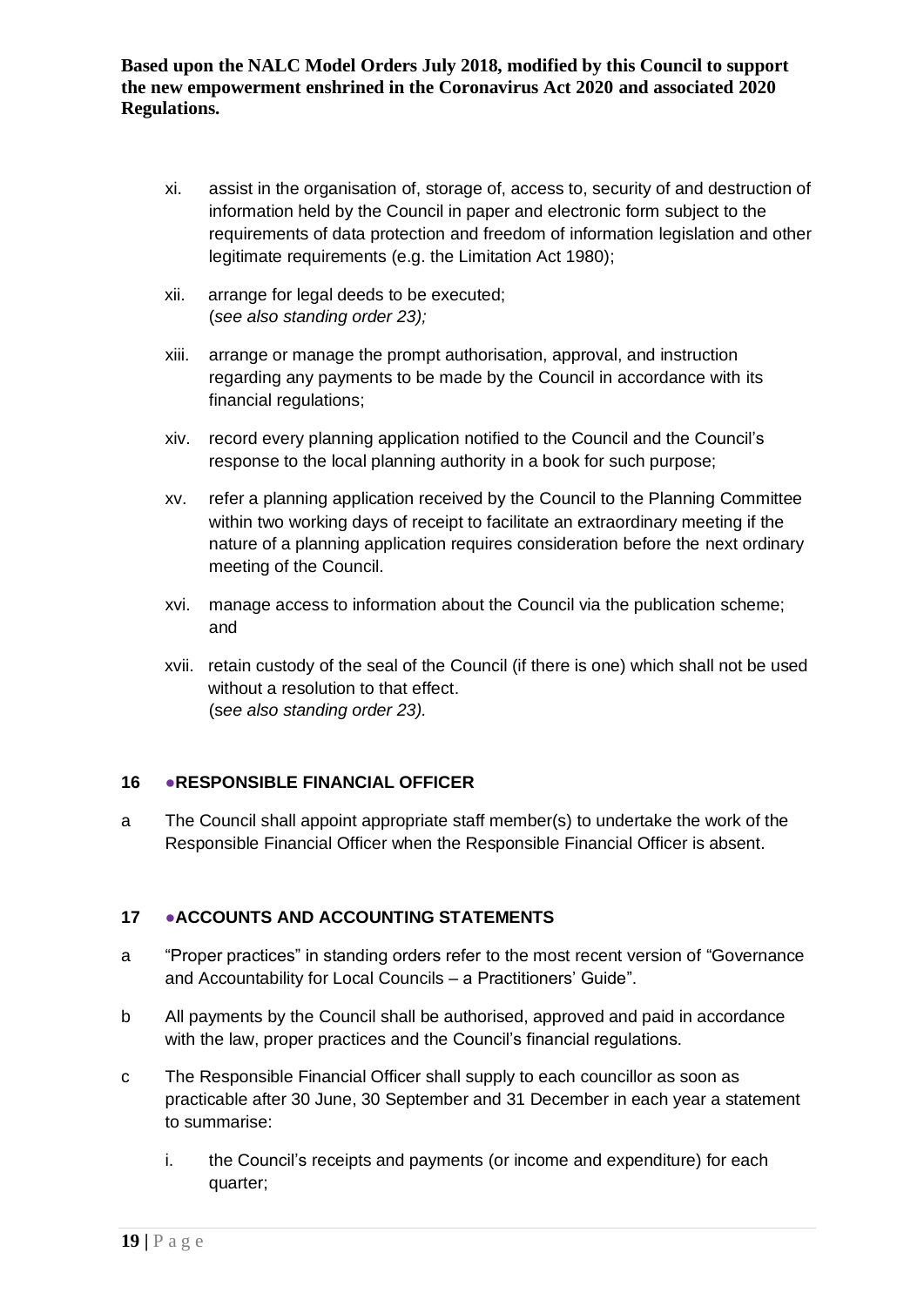xi. assist in the organisation of, storage of, access to, security of and destruction of information held by the Council in paper and electronic form subject to the requirements of data protection and freedom of information legislation and other legitimate requirements (e.g. the Limitation Act 1980);

xii. arrange for legal deeds to be executed;
(*see also standing order 23);*

xiii. arrange or manage the prompt authorisation, approval, and instruction regarding any payments to be made by the Council in accordance with its financial regulations;

xiv. record every planning application notified to the Council and the Council's response to the local planning authority in a book for such purpose;

xv. refer a planning application received by the Council to the Planning Committee within two working days of receipt to facilitate an extraordinary meeting if the nature of a planning application requires consideration before the next ordinary meeting of the Council.

xvi. manage access to information about the Council via the publication scheme; and

xvii. retain custody of the seal of the Council (if there is one) which shall not be used without a resolution to that effect.
(*see also standing order 23).*

## 16 ●RESPONSIBLE FINANCIAL OFFICER

a The Council shall appoint appropriate staff member(s) to undertake the work of the Responsible Financial Officer when the Responsible Financial Officer is absent.

## 17 ●ACCOUNTS AND ACCOUNTING STATEMENTS

a "Proper practices" in standing orders refer to the most recent version of "Governance and Accountability for Local Councils – a Practitioners' Guide".

b All payments by the Council shall be authorised, approved and paid in accordance with the law, proper practices and the Council's financial regulations.

c The Responsible Financial Officer shall supply to each councillor as soon as practicable after 30 June, 30 September and 31 December in each year a statement to summarise:

i. the Council's receipts and payments (or income and expenditure) for each quarter;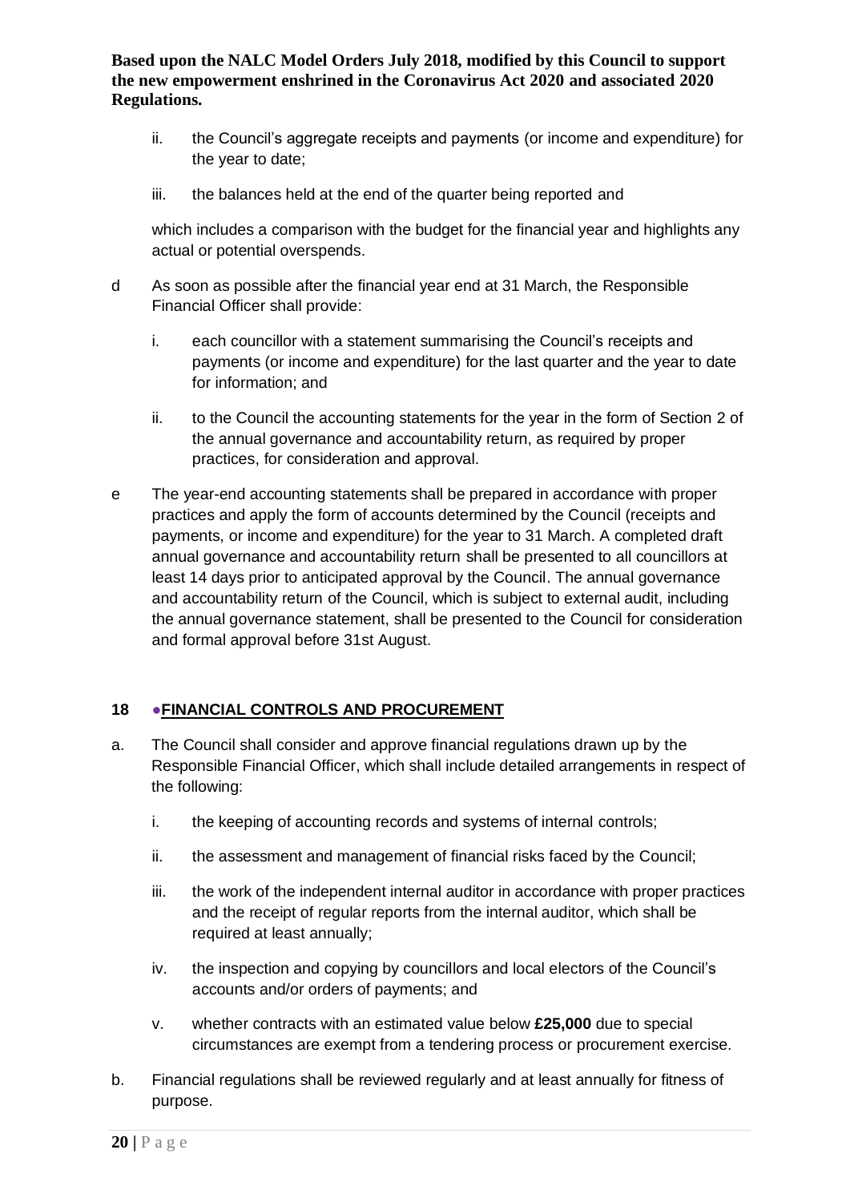ii. the Council's aggregate receipts and payments (or income and expenditure) for the year to date;

iii. the balances held at the end of the quarter being reported and

which includes a comparison with the budget for the financial year and highlights any actual or potential overspends.

d As soon as possible after the financial year end at 31 March, the Responsible Financial Officer shall provide:

i. each councillor with a statement summarising the Council's receipts and payments (or income and expenditure) for the last quarter and the year to date for information; and

ii. to the Council the accounting statements for the year in the form of Section 2 of the annual governance and accountability return, as required by proper practices, for consideration and approval.

e The year-end accounting statements shall be prepared in accordance with proper practices and apply the form of accounts determined by the Council (receipts and payments, or income and expenditure) for the year to 31 March. A completed draft annual governance and accountability return shall be presented to all councillors at least 14 days prior to anticipated approval by the Council. The annual governance and accountability return of the Council, which is subject to external audit, including the annual governance statement, shall be presented to the Council for consideration and formal approval before 31st August.

## 18 ●FINANCIAL CONTROLS AND PROCUREMENT

a. The Council shall consider and approve financial regulations drawn up by the Responsible Financial Officer, which shall include detailed arrangements in respect of the following:

i. the keeping of accounting records and systems of internal controls;

ii. the assessment and management of financial risks faced by the Council;

iii. the work of the independent internal auditor in accordance with proper practices and the receipt of regular reports from the internal auditor, which shall be required at least annually;

iv. the inspection and copying by councillors and local electors of the Council's accounts and/or orders of payments; and

v. whether contracts with an estimated value below **£25,000** due to special circumstances are exempt from a tendering process or procurement exercise.

b. Financial regulations shall be reviewed regularly and at least annually for fitness of purpose.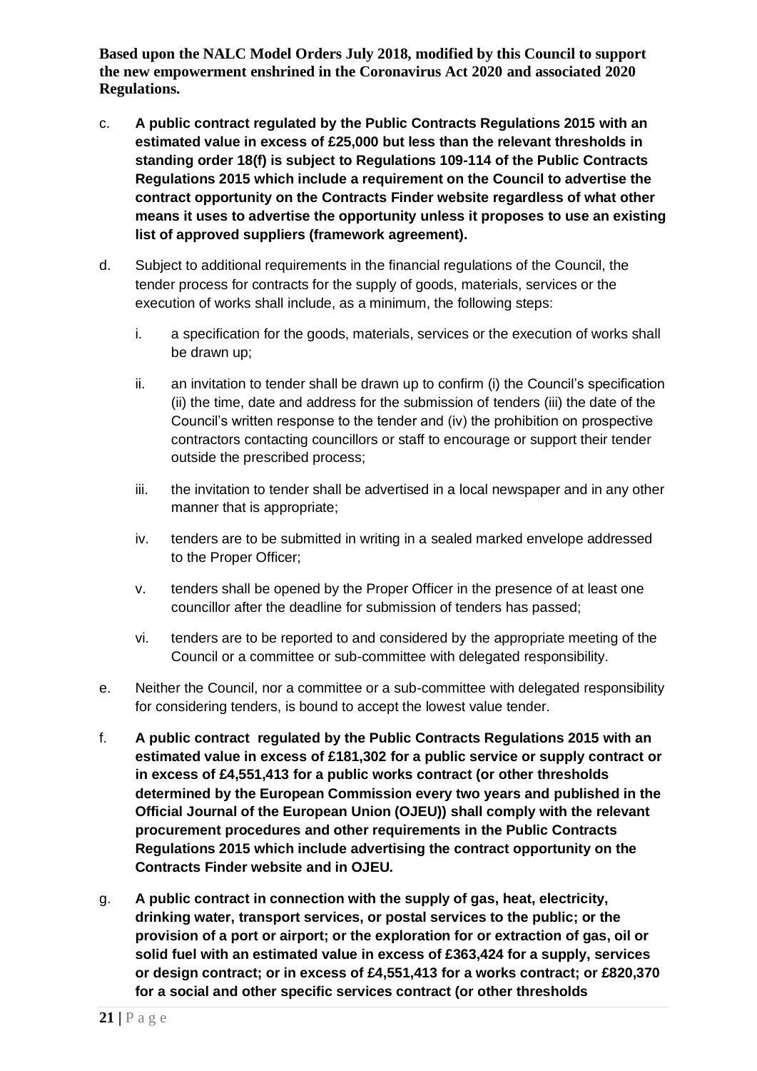**Based upon the NALC Model Orders July 2018, modified by this Council to support the new empowerment enshrined in the Coronavirus Act 2020 and associated 2020 Regulations.**

c. **A public contract regulated by the Public Contracts Regulations 2015 with an estimated value in excess of £25,000 but less than the relevant thresholds in standing order 18(f) is subject to Regulations 109-114 of the Public Contracts Regulations 2015 which include a requirement on the Council to advertise the contract opportunity on the Contracts Finder website regardless of what other means it uses to advertise the opportunity unless it proposes to use an existing list of approved suppliers (framework agreement).**

d. Subject to additional requirements in the financial regulations of the Council, the tender process for contracts for the supply of goods, materials, services or the execution of works shall include, as a minimum, the following steps:

   i. a specification for the goods, materials, services or the execution of works shall be drawn up;

   ii. an invitation to tender shall be drawn up to confirm (i) the Council's specification (ii) the time, date and address for the submission of tenders (iii) the date of the Council's written response to the tender and (iv) the prohibition on prospective contractors contacting councillors or staff to encourage or support their tender outside the prescribed process;

   iii. the invitation to tender shall be advertised in a local newspaper and in any other manner that is appropriate;

   iv. tenders are to be submitted in writing in a sealed marked envelope addressed to the Proper Officer;

   v. tenders shall be opened by the Proper Officer in the presence of at least one councillor after the deadline for submission of tenders has passed;

   vi. tenders are to be reported to and considered by the appropriate meeting of the Council or a committee or sub-committee with delegated responsibility.

e. Neither the Council, nor a committee or a sub-committee with delegated responsibility for considering tenders, is bound to accept the lowest value tender.

f. **A public contract regulated by the Public Contracts Regulations 2015 with an estimated value in excess of £181,302 for a public service or supply contract or in excess of £4,551,413 for a public works contract (or other thresholds determined by the European Commission every two years and published in the Official Journal of the European Union (OJEU)) shall comply with the relevant procurement procedures and other requirements in the Public Contracts Regulations 2015 which include advertising the contract opportunity on the Contracts Finder website and in OJEU.**

g. **A public contract in connection with the supply of gas, heat, electricity, drinking water, transport services, or postal services to the public; or the provision of a port or airport; or the exploration for or extraction of gas, oil or solid fuel with an estimated value in excess of £363,424 for a supply, services or design contract; or in excess of £4,551,413 for a works contract; or £820,370 for a social and other specific services contract (or other thresholds**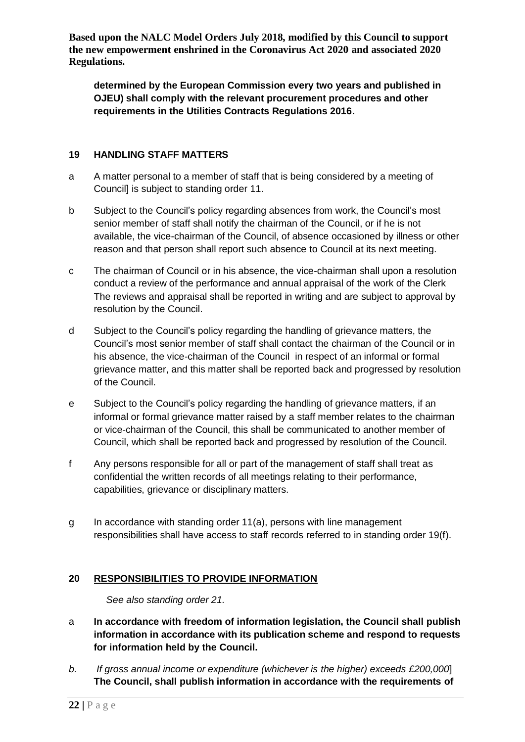**determined by the European Commission every two years and published in OJEU) shall comply with the relevant procurement procedures and other requirements in the Utilities Contracts Regulations 2016.**

## 19 HANDLING STAFF MATTERS

a A matter personal to a member of staff that is being considered by a meeting of Council] is subject to standing order 11.

b Subject to the Council's policy regarding absences from work, the Council's most senior member of staff shall notify the chairman of the Council, or if he is not available, the vice-chairman of the Council, of absence occasioned by illness or other reason and that person shall report such absence to Council at its next meeting.

c The chairman of Council or in his absence, the vice-chairman shall upon a resolution conduct a review of the performance and annual appraisal of the work of the Clerk The reviews and appraisal shall be reported in writing and are subject to approval by resolution by the Council.

d Subject to the Council's policy regarding the handling of grievance matters, the Council's most senior member of staff shall contact the chairman of the Council or in his absence, the vice-chairman of the Council in respect of an informal or formal grievance matter, and this matter shall be reported back and progressed by resolution of the Council.

e Subject to the Council's policy regarding the handling of grievance matters, if an informal or formal grievance matter raised by a staff member relates to the chairman or vice-chairman of the Council, this shall be communicated to another member of Council, which shall be reported back and progressed by resolution of the Council.

f Any persons responsible for all or part of the management of staff shall treat as confidential the written records of all meetings relating to their performance, capabilities, grievance or disciplinary matters.

g In accordance with standing order 11(a), persons with line management responsibilities shall have access to staff records referred to in standing order 19(f).

## 20 RESPONSIBILITIES TO PROVIDE INFORMATION

*See also standing order 21.*

a **In accordance with freedom of information legislation, the Council shall publish information in accordance with its publication scheme and respond to requests for information held by the Council.**

*b. If gross annual income or expenditure (whichever is the higher) exceeds £200,000*] **The Council, shall publish information in accordance with the requirements of**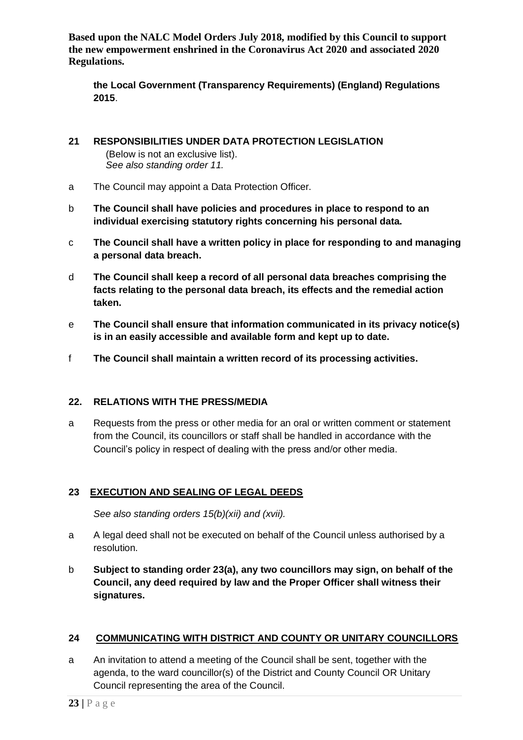**the Local Government (Transparency Requirements) (England) Regulations 2015**.

## 21 RESPONSIBILITIES UNDER DATA PROTECTION LEGISLATION

(Below is not an exclusive list).
*See also standing order 11.*

a The Council may appoint a Data Protection Officer.

b **The Council shall have policies and procedures in place to respond to an individual exercising statutory rights concerning his personal data.**

c **The Council shall have a written policy in place for responding to and managing a personal data breach.**

d **The Council shall keep a record of all personal data breaches comprising the facts relating to the personal data breach, its effects and the remedial action taken.**

e **The Council shall ensure that information communicated in its privacy notice(s) is in an easily accessible and available form and kept up to date.**

f **The Council shall maintain a written record of its processing activities.**

## 22. RELATIONS WITH THE PRESS/MEDIA

a Requests from the press or other media for an oral or written comment or statement from the Council, its councillors or staff shall be handled in accordance with the Council's policy in respect of dealing with the press and/or other media.

## 23 EXECUTION AND SEALING OF LEGAL DEEDS

*See also standing orders 15(b)(xii) and (xvii).*

a A legal deed shall not be executed on behalf of the Council unless authorised by a resolution.

b **Subject to standing order 23(a), any two councillors may sign, on behalf of the Council, any deed required by law and the Proper Officer shall witness their signatures.**

## 24 COMMUNICATING WITH DISTRICT AND COUNTY OR UNITARY COUNCILLORS

a An invitation to attend a meeting of the Council shall be sent, together with the agenda, to the ward councillor(s) of the District and County Council OR Unitary Council representing the area of the Council.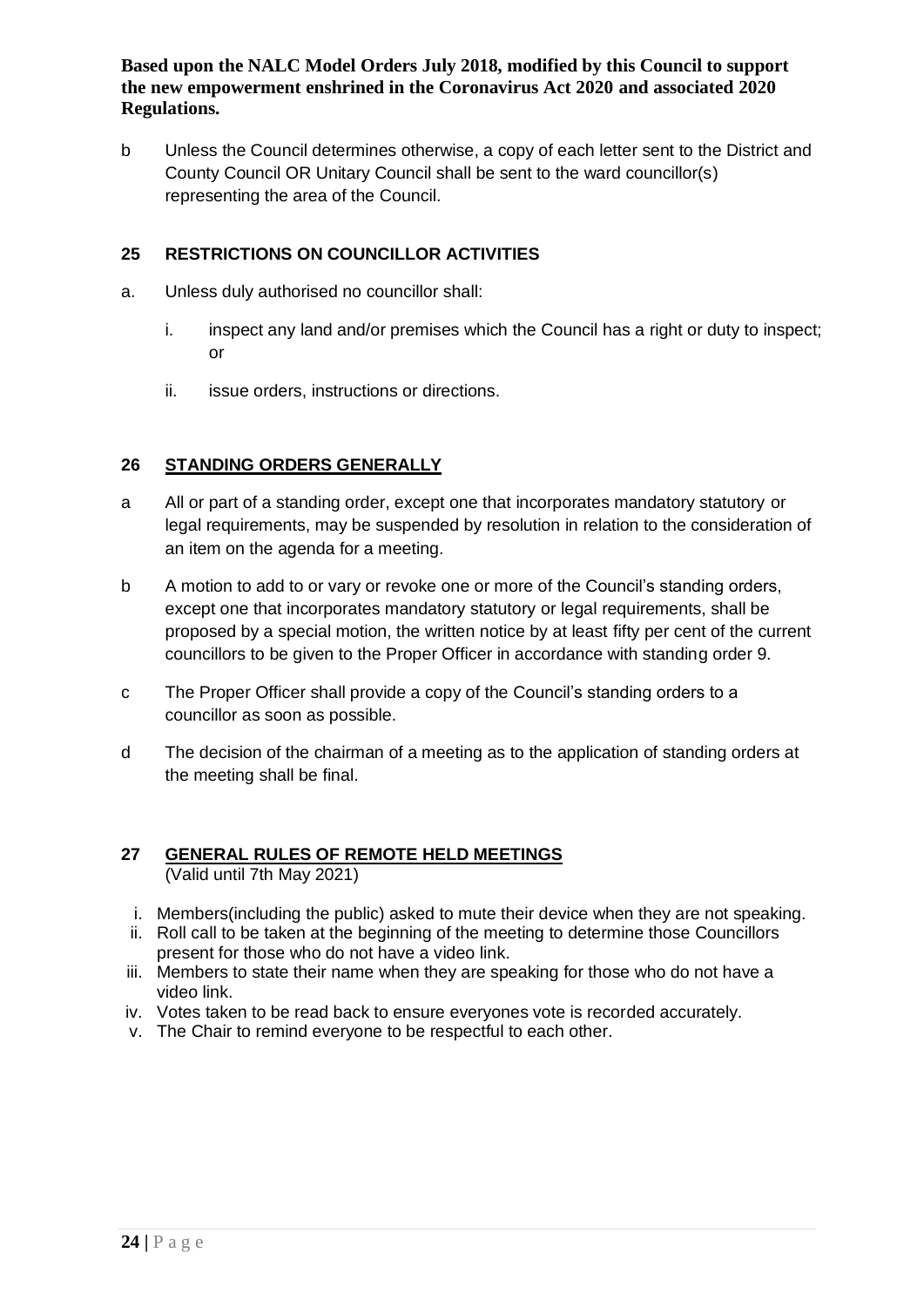b Unless the Council determines otherwise, a copy of each letter sent to the District and County Council OR Unitary Council shall be sent to the ward councillor(s) representing the area of the Council.

## 25 RESTRICTIONS ON COUNCILLOR ACTIVITIES

a. Unless duly authorised no councillor shall:

   i. inspect any land and/or premises which the Council has a right or duty to inspect; or

   ii. issue orders, instructions or directions.

## 26 STANDING ORDERS GENERALLY

a All or part of a standing order, except one that incorporates mandatory statutory or legal requirements, may be suspended by resolution in relation to the consideration of an item on the agenda for a meeting.

b A motion to add to or vary or revoke one or more of the Council's standing orders, except one that incorporates mandatory statutory or legal requirements, shall be proposed by a special motion, the written notice by at least fifty per cent of the current councillors to be given to the Proper Officer in accordance with standing order 9.

c The Proper Officer shall provide a copy of the Council's standing orders to a councillor as soon as possible.

d The decision of the chairman of a meeting as to the application of standing orders at the meeting shall be final.

## 27 GENERAL RULES OF REMOTE HELD MEETINGS

(Valid until 7th May 2021)

i. Members(including the public) asked to mute their device when they are not speaking.
ii. Roll call to be taken at the beginning of the meeting to determine those Councillors present for those who do not have a video link.
iii. Members to state their name when they are speaking for those who do not have a video link.
iv. Votes taken to be read back to ensure everyones vote is recorded accurately.
v. The Chair to remind everyone to be respectful to each other.